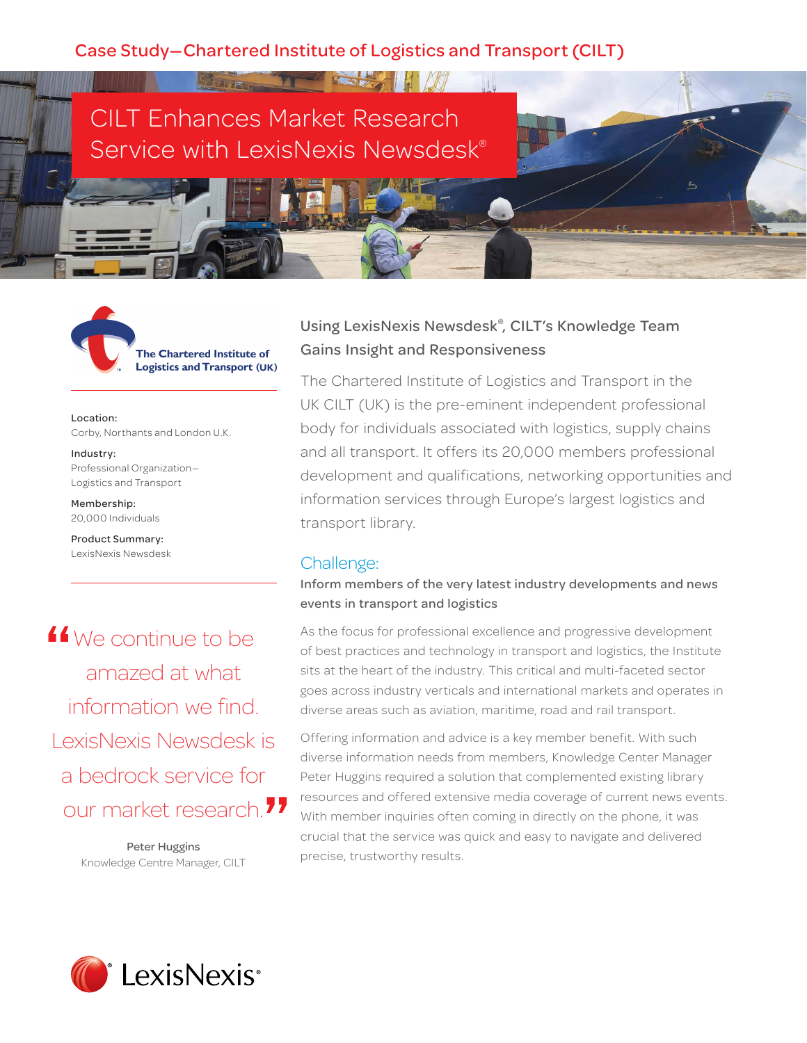Case Study—Chartered Institute of Logistics and Transport (CILT)

# CILT Enhances Market Research Service with LexisNexis Newsdesk®

The Chartered Institute of Logistics and Transport (UK)

**Location:**
Corby, Northants and London U.K.

**Industry:**
Professional Organization–Logistics and Transport

**Membership:**
20,000 Individuals

**Product Summary:**
LexisNexis Newsdesk

> “We continue to be amazed at what information we find. LexisNexis Newsdesk is a bedrock service for our market research.”
>
> Peter Huggins
> Knowledge Centre Manager, CILT

## Using LexisNexis Newsdesk®, CILT’s Knowledge Team Gains Insight and Responsiveness

The Chartered Institute of Logistics and Transport in the UK CILT (UK) is the pre-eminent independent professional body for individuals associated with logistics, supply chains and all transport. It offers its 20,000 members professional development and qualifications, networking opportunities and information services through Europe’s largest logistics and transport library.

## Challenge:

**Inform members of the very latest industry developments and news events in transport and logistics**

As the focus for professional excellence and progressive development of best practices and technology in transport and logistics, the Institute sits at the heart of the industry. This critical and multi-faceted sector goes across industry verticals and international markets and operates in diverse areas such as aviation, maritime, road and rail transport.

Offering information and advice is a key member benefit. With such diverse information needs from members, Knowledge Center Manager Peter Huggins required a solution that complemented existing library resources and offered extensive media coverage of current news events. With member inquiries often coming in directly on the phone, it was crucial that the service was quick and easy to navigate and delivered precise, trustworthy results.

LexisNexis®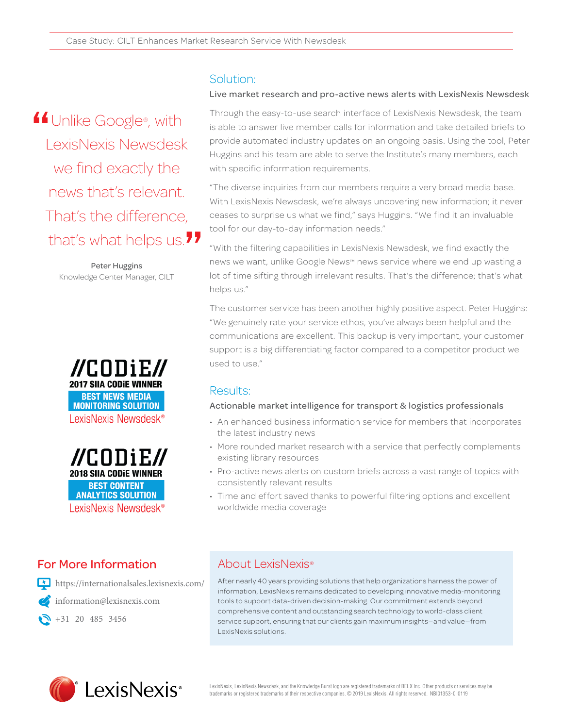> "Unlike Google®, with LexisNexis Newsdesk we find exactly the news that's relevant. That's the difference, that's what helps us."
>
> **Peter Huggins**
> Knowledge Center Manager, CILT

//CODiE//
2017 SIIA CODiE WINNER
BEST NEWS MEDIA MONITORING SOLUTION
LexisNexis Newsdesk®

//CODiE//
2018 SIIA CODiE WINNER
BEST CONTENT ANALYTICS SOLUTION
LexisNexis Newsdesk®

## Solution:

**Live market research and pro-active news alerts with LexisNexis Newsdesk**

Through the easy-to-use search interface of LexisNexis Newsdesk, the team is able to answer live member calls for information and take detailed briefs to provide automated industry updates on an ongoing basis. Using the tool, Peter Huggins and his team are able to serve the Institute's many members, each with specific information requirements.

"The diverse inquiries from our members require a very broad media base. With LexisNexis Newsdesk, we're always uncovering new information; it never ceases to surprise us what we find," says Huggins. "We find it an invaluable tool for our day-to-day information needs."

"With the filtering capabilities in LexisNexis Newsdesk, we find exactly the news we want, unlike Google News™ news service where we end up wasting a lot of time sifting through irrelevant results. That's the difference; that's what helps us."

The customer service has been another highly positive aspect. Peter Huggins: "We genuinely rate your service ethos, you've always been helpful and the communications are excellent. This backup is very important, your customer support is a big differentiating factor compared to a competitor product we used to use."

## Results:

**Actionable market intelligence for transport & logistics professionals**

- An enhanced business information service for members that incorporates the latest industry news
- More rounded market research with a service that perfectly complements existing library resources
- Pro-active news alerts on custom briefs across a vast range of topics with consistently relevant results
- Time and effort saved thanks to powerful filtering options and excellent worldwide media coverage

## For More Information

https://internationalsales.lexisnexis.com/

information@lexisnexis.com

+31 20 485 3456

## About LexisNexis®

After nearly 40 years providing solutions that help organizations harness the power of information, LexisNexis remains dedicated to developing innovative media-monitoring tools to support data-driven decision-making. Our commitment extends beyond comprehensive content and outstanding search technology to world-class client service support, ensuring that our clients gain maximum insights—and value—from LexisNexis solutions.

LexisNexis®

LexisNexis, LexisNexis Newsdesk, and the Knowledge Burst logo are registered trademarks of RELX Inc. Other products or services may be trademarks or registered trademarks of their respective companies. © 2019 LexisNexis. All rights reserved. NBI01353-0 0119